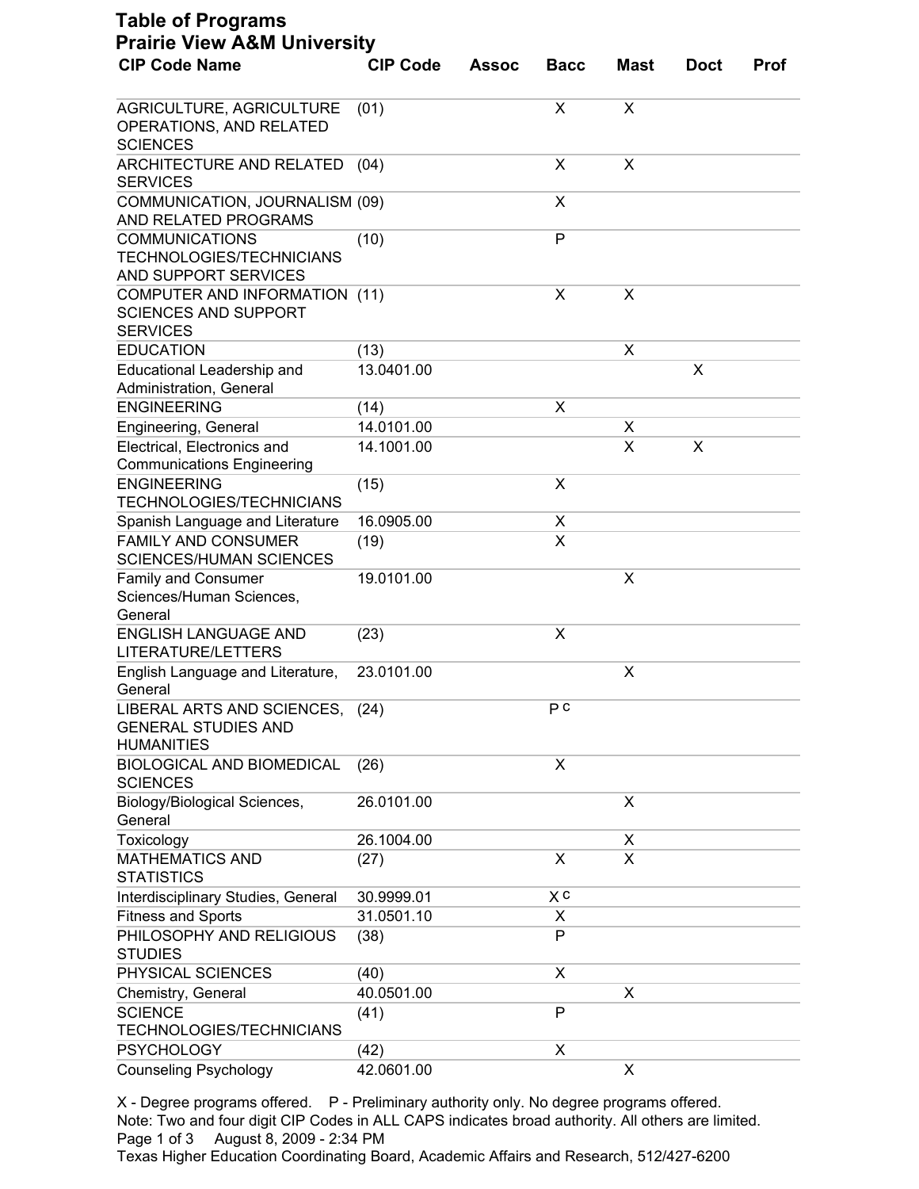# Table of Programs
## Prairie View A&M University

| CIP Code Name | CIP Code | Assoc | Bacc | Mast | Doct | Prof |
|---|---|---|---|---|---|---|
| AGRICULTURE, AGRICULTURE OPERATIONS, AND RELATED SCIENCES | (01) | | X | X | | |
| ARCHITECTURE AND RELATED SERVICES | (04) | | X | X | | |
| COMMUNICATION, JOURNALISM AND RELATED PROGRAMS | (09) | | X | | | |
| COMMUNICATIONS TECHNOLOGIES/TECHNICIANS AND SUPPORT SERVICES | (10) | | P | | | |
| COMPUTER AND INFORMATION SCIENCES AND SUPPORT SERVICES | (11) | | X | X | | |
| EDUCATION | (13) | | | X | | |
| Educational Leadership and Administration, General | 13.0401.00 | | | | X | |
| ENGINEERING | (14) | | X | | | |
| Engineering, General | 14.0101.00 | | | X | | |
| Electrical, Electronics and Communications Engineering | 14.1001.00 | | | X | X | |
| ENGINEERING TECHNOLOGIES/TECHNICIANS | (15) | | X | | | |
| Spanish Language and Literature | 16.0905.00 | | X | | | |
| FAMILY AND CONSUMER SCIENCES/HUMAN SCIENCES | (19) | | X | | | |
| Family and Consumer Sciences/Human Sciences, General | 19.0101.00 | | | X | | |
| ENGLISH LANGUAGE AND LITERATURE/LETTERS | (23) | | X | | | |
| English Language and Literature, General | 23.0101.00 | | | X | | |
| LIBERAL ARTS AND SCIENCES, GENERAL STUDIES AND HUMANITIES | (24) | | P C | | | |
| BIOLOGICAL AND BIOMEDICAL SCIENCES | (26) | | X | | | |
| Biology/Biological Sciences, General | 26.0101.00 | | | X | | |
| Toxicology | 26.1004.00 | | | X | | |
| MATHEMATICS AND STATISTICS | (27) | | X | X | | |
| Interdisciplinary Studies, General | 30.9999.01 | | X C | | | |
| Fitness and Sports | 31.0501.10 | | X | | | |
| PHILOSOPHY AND RELIGIOUS STUDIES | (38) | | P | | | |
| PHYSICAL SCIENCES | (40) | | X | | | |
| Chemistry, General | 40.0501.00 | | | X | | |
| SCIENCE TECHNOLOGIES/TECHNICIANS | (41) | | P | | | |
| PSYCHOLOGY | (42) | | X | | | |
| Counseling Psychology | 42.0601.00 | | | X | | |

X - Degree programs offered. P - Preliminary authority only. No degree programs offered.
Note: Two and four digit CIP Codes in ALL CAPS indicates broad authority. All others are limited.

August 8, 2009 - 2:34 PM
Texas Higher Education Coordinating Board, Academic Affairs and Research, 512/427-6200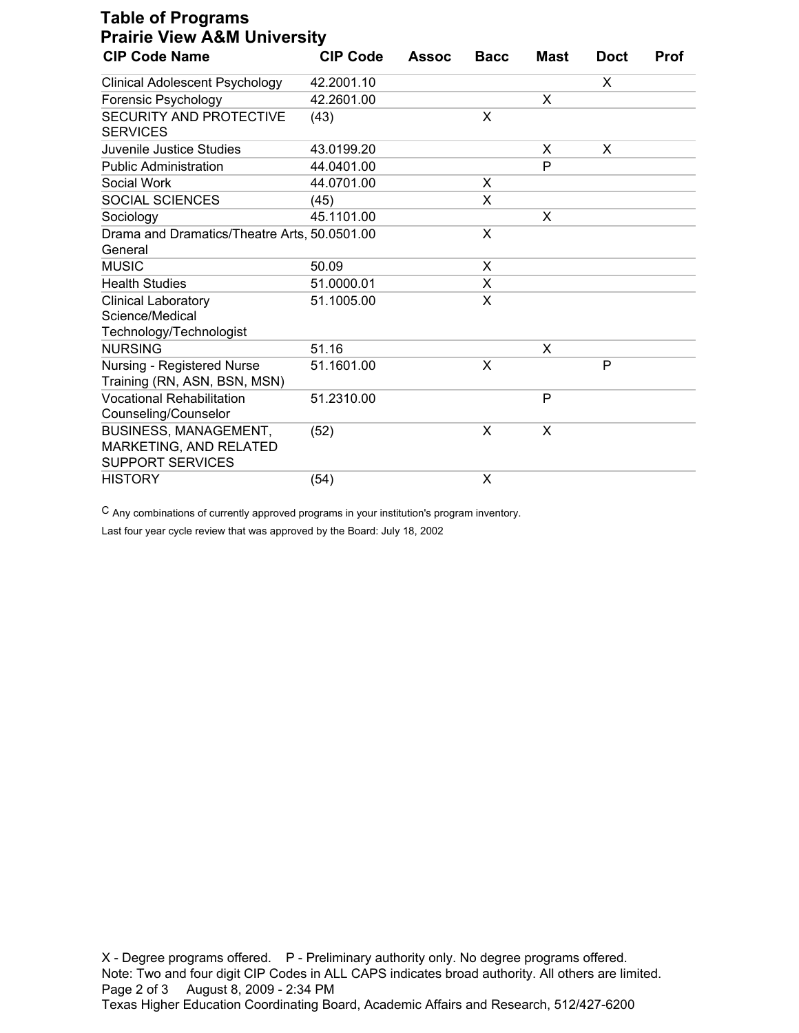## Table of Programs
## Prairie View A&M University

| CIP Code Name | CIP Code | Assoc | Bacc | Mast | Doct | Prof |
|---|---|---|---|---|---|---|
| Clinical Adolescent Psychology | 42.2001.10 | | | | X | |
| Forensic Psychology | 42.2601.00 | | | X | | |
| SECURITY AND PROTECTIVE SERVICES | (43) | | X | | | |
| Juvenile Justice Studies | 43.0199.20 | | | X | X | |
| Public Administration | 44.0401.00 | | | P | | |
| Social Work | 44.0701.00 | | X | | | |
| SOCIAL SCIENCES | (45) | | X | | | |
| Sociology | 45.1101.00 | | | X | | |
| Drama and Dramatics/Theatre Arts, General | 50.0501.00 | | X | | | |
| MUSIC | 50.09 | | X | | | |
| Health Studies | 51.0000.01 | | X | | | |
| Clinical Laboratory Science/Medical Technology/Technologist | 51.1005.00 | | X | | | |
| NURSING | 51.16 | | | X | | |
| Nursing - Registered Nurse Training (RN, ASN, BSN, MSN) | 51.1601.00 | | X | | P | |
| Vocational Rehabilitation Counseling/Counselor | 51.2310.00 | | | P | | |
| BUSINESS, MANAGEMENT, MARKETING, AND RELATED SUPPORT SERVICES | (52) | | X | X | | |
| HISTORY | (54) | | X | | | |

C Any combinations of currently approved programs in your institution's program inventory.

Last four year cycle review that was approved by the Board: July 18, 2002

X - Degree programs offered. P - Preliminary authority only. No degree programs offered.
Note: Two and four digit CIP Codes in ALL CAPS indicates broad authority. All others are limited.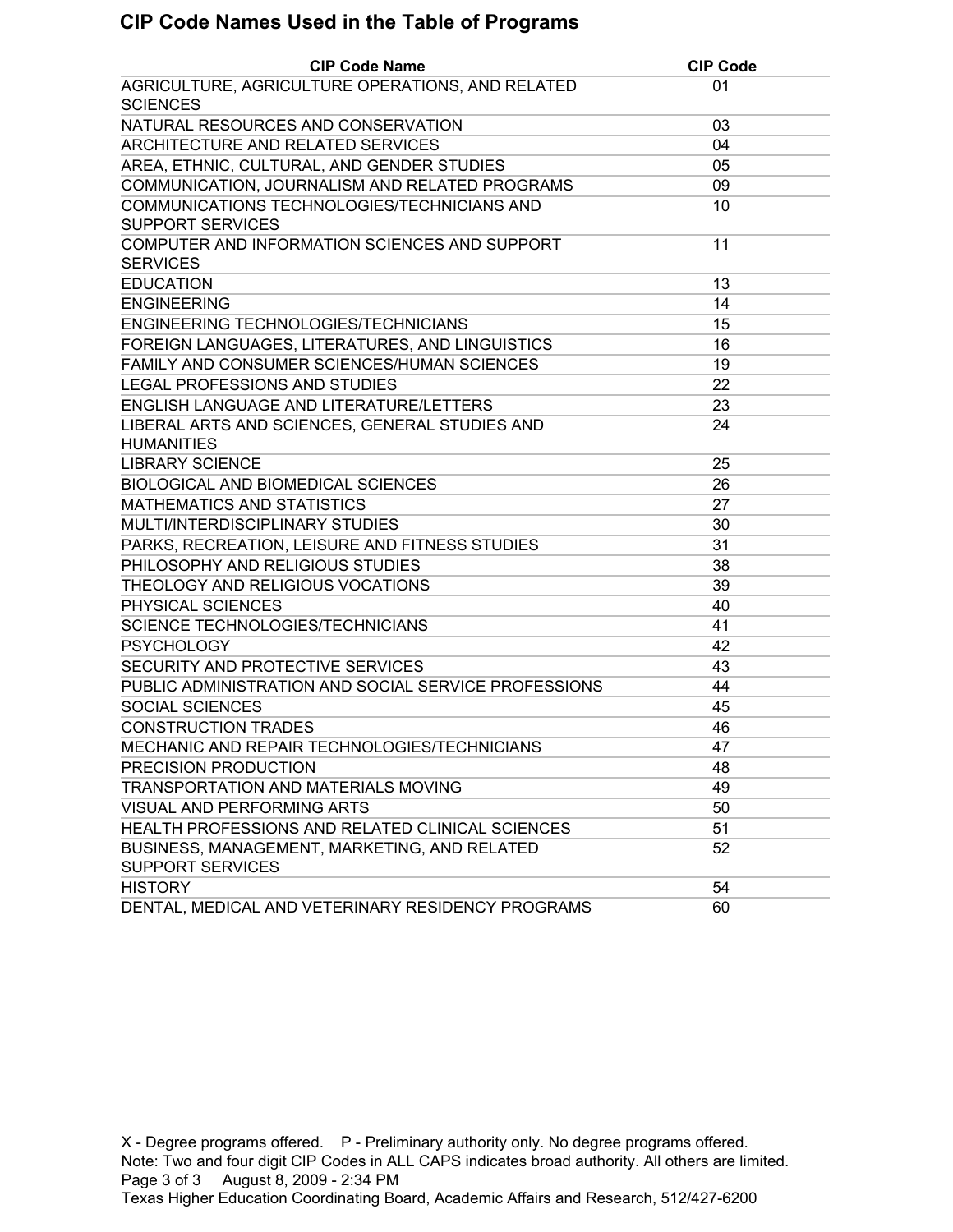# CIP Code Names Used in the Table of Programs

| CIP Code Name | CIP Code |
|---|---|
| AGRICULTURE, AGRICULTURE OPERATIONS, AND RELATED SCIENCES | 01 |
| NATURAL RESOURCES AND CONSERVATION | 03 |
| ARCHITECTURE AND RELATED SERVICES | 04 |
| AREA, ETHNIC, CULTURAL, AND GENDER STUDIES | 05 |
| COMMUNICATION, JOURNALISM AND RELATED PROGRAMS | 09 |
| COMMUNICATIONS TECHNOLOGIES/TECHNICIANS AND SUPPORT SERVICES | 10 |
| COMPUTER AND INFORMATION SCIENCES AND SUPPORT SERVICES | 11 |
| EDUCATION | 13 |
| ENGINEERING | 14 |
| ENGINEERING TECHNOLOGIES/TECHNICIANS | 15 |
| FOREIGN LANGUAGES, LITERATURES, AND LINGUISTICS | 16 |
| FAMILY AND CONSUMER SCIENCES/HUMAN SCIENCES | 19 |
| LEGAL PROFESSIONS AND STUDIES | 22 |
| ENGLISH LANGUAGE AND LITERATURE/LETTERS | 23 |
| LIBERAL ARTS AND SCIENCES, GENERAL STUDIES AND HUMANITIES | 24 |
| LIBRARY SCIENCE | 25 |
| BIOLOGICAL AND BIOMEDICAL SCIENCES | 26 |
| MATHEMATICS AND STATISTICS | 27 |
| MULTI/INTERDISCIPLINARY STUDIES | 30 |
| PARKS, RECREATION, LEISURE AND FITNESS STUDIES | 31 |
| PHILOSOPHY AND RELIGIOUS STUDIES | 38 |
| THEOLOGY AND RELIGIOUS VOCATIONS | 39 |
| PHYSICAL SCIENCES | 40 |
| SCIENCE TECHNOLOGIES/TECHNICIANS | 41 |
| PSYCHOLOGY | 42 |
| SECURITY AND PROTECTIVE SERVICES | 43 |
| PUBLIC ADMINISTRATION AND SOCIAL SERVICE PROFESSIONS | 44 |
| SOCIAL SCIENCES | 45 |
| CONSTRUCTION TRADES | 46 |
| MECHANIC AND REPAIR TECHNOLOGIES/TECHNICIANS | 47 |
| PRECISION PRODUCTION | 48 |
| TRANSPORTATION AND MATERIALS MOVING | 49 |
| VISUAL AND PERFORMING ARTS | 50 |
| HEALTH PROFESSIONS AND RELATED CLINICAL SCIENCES | 51 |
| BUSINESS, MANAGEMENT, MARKETING, AND RELATED SUPPORT SERVICES | 52 |
| HISTORY | 54 |
| DENTAL, MEDICAL AND VETERINARY RESIDENCY PROGRAMS | 60 |

X - Degree programs offered. P - Preliminary authority only. No degree programs offered.
Note: Two and four digit CIP Codes in ALL CAPS indicates broad authority. All others are limited.